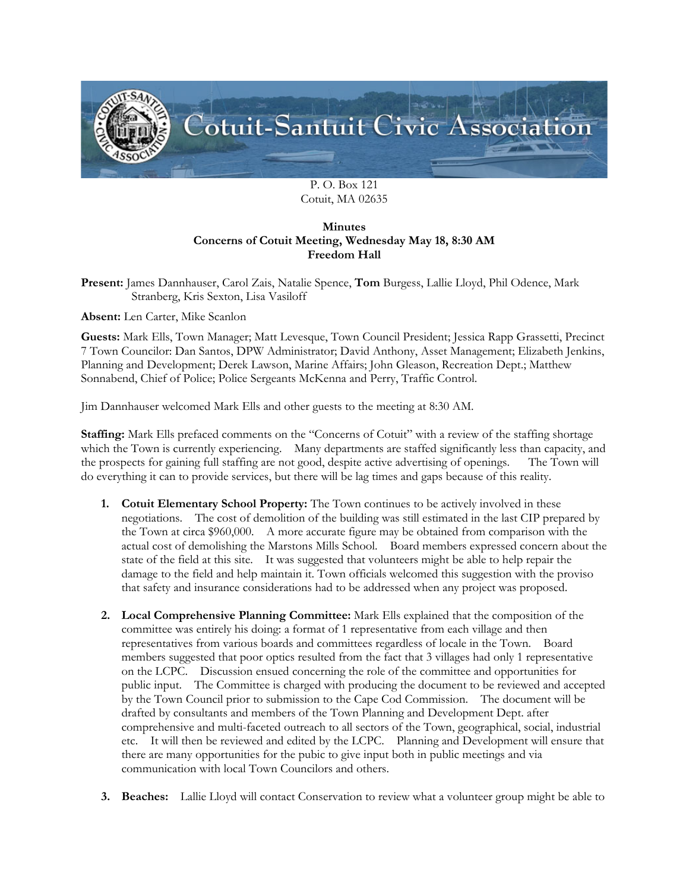# Cotuit-Santuit Civic Association

P. O. Box 121
Cotuit, MA 02635

**Minutes**
**Concerns of Cotuit Meeting, Wednesday May 18, 8:30 AM**
**Freedom Hall**

**Present:** James Dannhauser, Carol Zais, Natalie Spence, **Tom** Burgess, Lallie Lloyd, Phil Odence, Mark Stranberg, Kris Sexton, Lisa Vasiloff

**Absent:** Len Carter, Mike Scanlon

**Guests:** Mark Ells, Town Manager; Matt Levesque, Town Council President; Jessica Rapp Grassetti, Precinct 7 Town Councilor: Dan Santos, DPW Administrator; David Anthony, Asset Management; Elizabeth Jenkins, Planning and Development; Derek Lawson, Marine Affairs; John Gleason, Recreation Dept.; Matthew Sonnabend, Chief of Police; Police Sergeants McKenna and Perry, Traffic Control.

Jim Dannhauser welcomed Mark Ells and other guests to the meeting at 8:30 AM.

**Staffing:** Mark Ells prefaced comments on the "Concerns of Cotuit" with a review of the staffing shortage which the Town is currently experiencing. Many departments are staffed significantly less than capacity, and the prospects for gaining full staffing are not good, despite active advertising of openings. The Town will do everything it can to provide services, but there will be lag times and gaps because of this reality.

1. **Cotuit Elementary School Property:** The Town continues to be actively involved in these negotiations. The cost of demolition of the building was still estimated in the last CIP prepared by the Town at circa $960,000. A more accurate figure may be obtained from comparison with the actual cost of demolishing the Marstons Mills School. Board members expressed concern about the state of the field at this site. It was suggested that volunteers might be able to help repair the damage to the field and help maintain it. Town officials welcomed this suggestion with the proviso that safety and insurance considerations had to be addressed when any project was proposed.

2. **Local Comprehensive Planning Committee:** Mark Ells explained that the composition of the committee was entirely his doing: a format of 1 representative from each village and then representatives from various boards and committees regardless of locale in the Town. Board members suggested that poor optics resulted from the fact that 3 villages had only 1 representative on the LCPC. Discussion ensued concerning the role of the committee and opportunities for public input. The Committee is charged with producing the document to be reviewed and accepted by the Town Council prior to submission to the Cape Cod Commission. The document will be drafted by consultants and members of the Town Planning and Development Dept. after comprehensive and multi-faceted outreach to all sectors of the Town, geographical, social, industrial etc. It will then be reviewed and edited by the LCPC. Planning and Development will ensure that there are many opportunities for the pubic to give input both in public meetings and via communication with local Town Councilors and others.

3. **Beaches:** Lallie Lloyd will contact Conservation to review what a volunteer group might be able to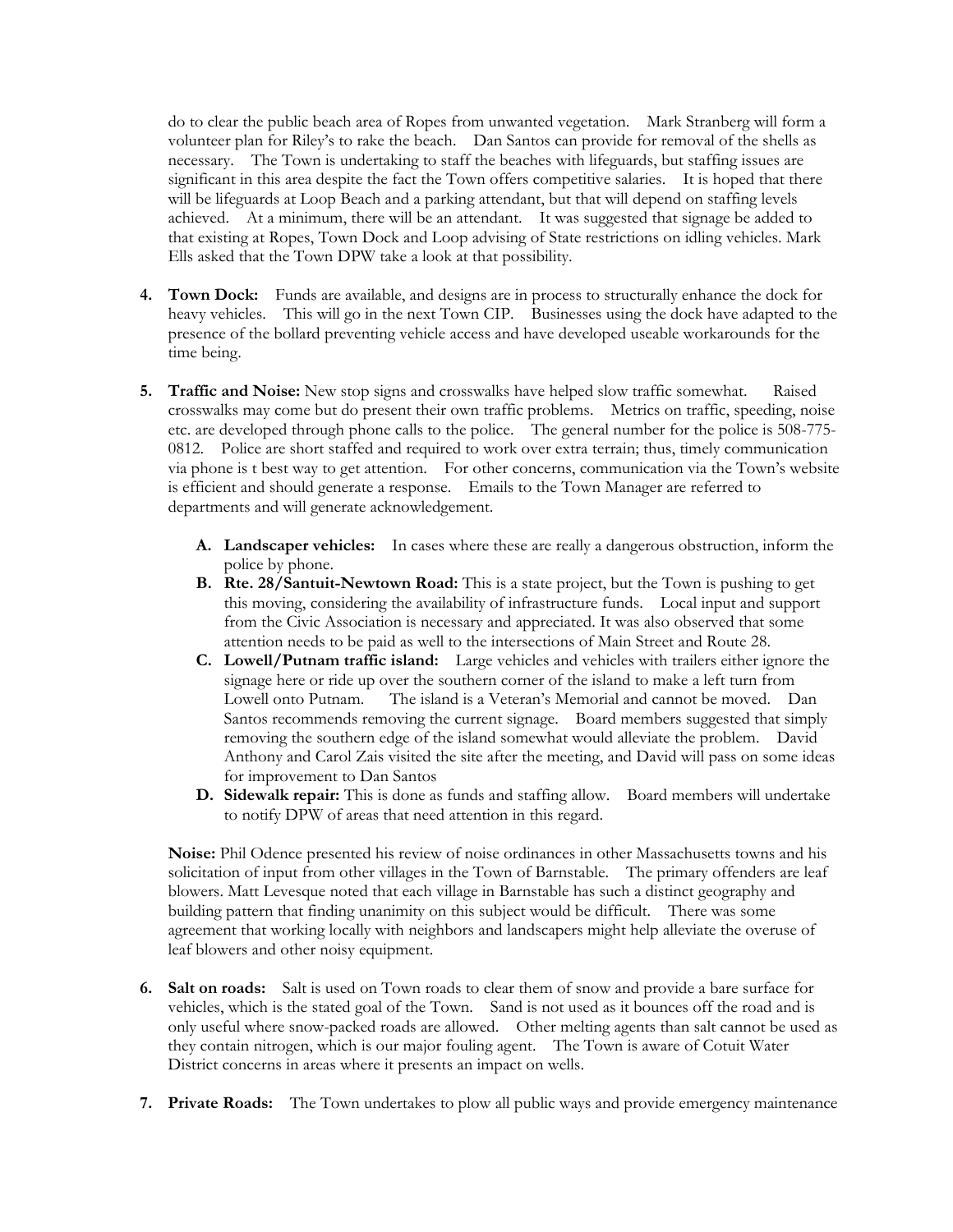do to clear the public beach area of Ropes from unwanted vegetation. Mark Stranberg will form a volunteer plan for Riley's to rake the beach. Dan Santos can provide for removal of the shells as necessary. The Town is undertaking to staff the beaches with lifeguards, but staffing issues are significant in this area despite the fact the Town offers competitive salaries. It is hoped that there will be lifeguards at Loop Beach and a parking attendant, but that will depend on staffing levels achieved. At a minimum, there will be an attendant. It was suggested that signage be added to that existing at Ropes, Town Dock and Loop advising of State restrictions on idling vehicles. Mark Ells asked that the Town DPW take a look at that possibility.

4. **Town Dock:** Funds are available, and designs are in process to structurally enhance the dock for heavy vehicles. This will go in the next Town CIP. Businesses using the dock have adapted to the presence of the bollard preventing vehicle access and have developed useable workarounds for the time being.

5. **Traffic and Noise:** New stop signs and crosswalks have helped slow traffic somewhat. Raised crosswalks may come but do present their own traffic problems. Metrics on traffic, speeding, noise etc. are developed through phone calls to the police. The general number for the police is 508-775-0812. Police are short staffed and required to work over extra terrain; thus, timely communication via phone is t best way to get attention. For other concerns, communication via the Town's website is efficient and should generate a response. Emails to the Town Manager are referred to departments and will generate acknowledgement.

   A. **Landscaper vehicles:** In cases where these are really a dangerous obstruction, inform the police by phone.
   B. **Rte. 28/Santuit-Newtown Road:** This is a state project, but the Town is pushing to get this moving, considering the availability of infrastructure funds. Local input and support from the Civic Association is necessary and appreciated. It was also observed that some attention needs to be paid as well to the intersections of Main Street and Route 28.
   C. **Lowell/Putnam traffic island:** Large vehicles and vehicles with trailers either ignore the signage here or ride up over the southern corner of the island to make a left turn from Lowell onto Putnam. The island is a Veteran's Memorial and cannot be moved. Dan Santos recommends removing the current signage. Board members suggested that simply removing the southern edge of the island somewhat would alleviate the problem. David Anthony and Carol Zais visited the site after the meeting, and David will pass on some ideas for improvement to Dan Santos
   D. **Sidewalk repair:** This is done as funds and staffing allow. Board members will undertake to notify DPW of areas that need attention in this regard.

   **Noise:** Phil Odence presented his review of noise ordinances in other Massachusetts towns and his solicitation of input from other villages in the Town of Barnstable. The primary offenders are leaf blowers. Matt Levesque noted that each village in Barnstable has such a distinct geography and building pattern that finding unanimity on this subject would be difficult. There was some agreement that working locally with neighbors and landscapers might help alleviate the overuse of leaf blowers and other noisy equipment.

6. **Salt on roads:** Salt is used on Town roads to clear them of snow and provide a bare surface for vehicles, which is the stated goal of the Town. Sand is not used as it bounces off the road and is only useful where snow-packed roads are allowed. Other melting agents than salt cannot be used as they contain nitrogen, which is our major fouling agent. The Town is aware of Cotuit Water District concerns in areas where it presents an impact on wells.

7. **Private Roads:** The Town undertakes to plow all public ways and provide emergency maintenance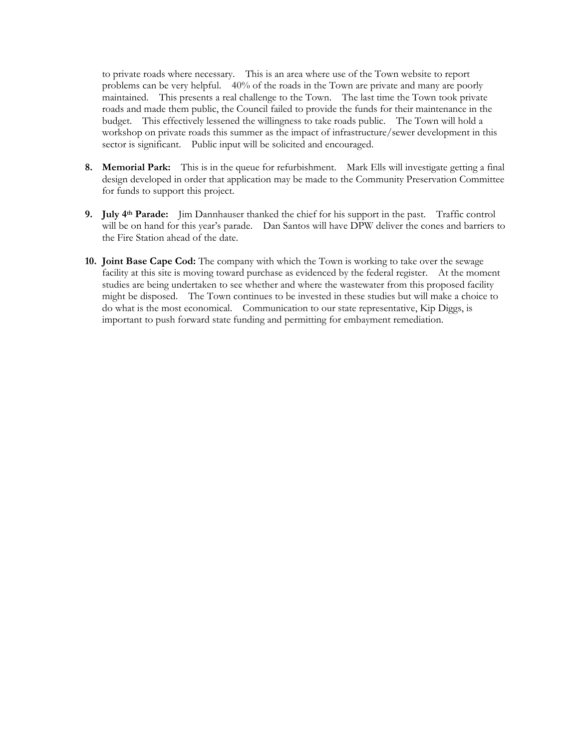to private roads where necessary. This is an area where use of the Town website to report problems can be very helpful. 40% of the roads in the Town are private and many are poorly maintained. This presents a real challenge to the Town. The last time the Town took private roads and made them public, the Council failed to provide the funds for their maintenance in the budget. This effectively lessened the willingness to take roads public. The Town will hold a workshop on private roads this summer as the impact of infrastructure/sewer development in this sector is significant. Public input will be solicited and encouraged.

8. **Memorial Park:** This is in the queue for refurbishment. Mark Ells will investigate getting a final design developed in order that application may be made to the Community Preservation Committee for funds to support this project.

9. **July 4th Parade:** Jim Dannhauser thanked the chief for his support in the past. Traffic control will be on hand for this year's parade. Dan Santos will have DPW deliver the cones and barriers to the Fire Station ahead of the date.

10. **Joint Base Cape Cod:** The company with which the Town is working to take over the sewage facility at this site is moving toward purchase as evidenced by the federal register. At the moment studies are being undertaken to see whether and where the wastewater from this proposed facility might be disposed. The Town continues to be invested in these studies but will make a choice to do what is the most economical. Communication to our state representative, Kip Diggs, is important to push forward state funding and permitting for embayment remediation.